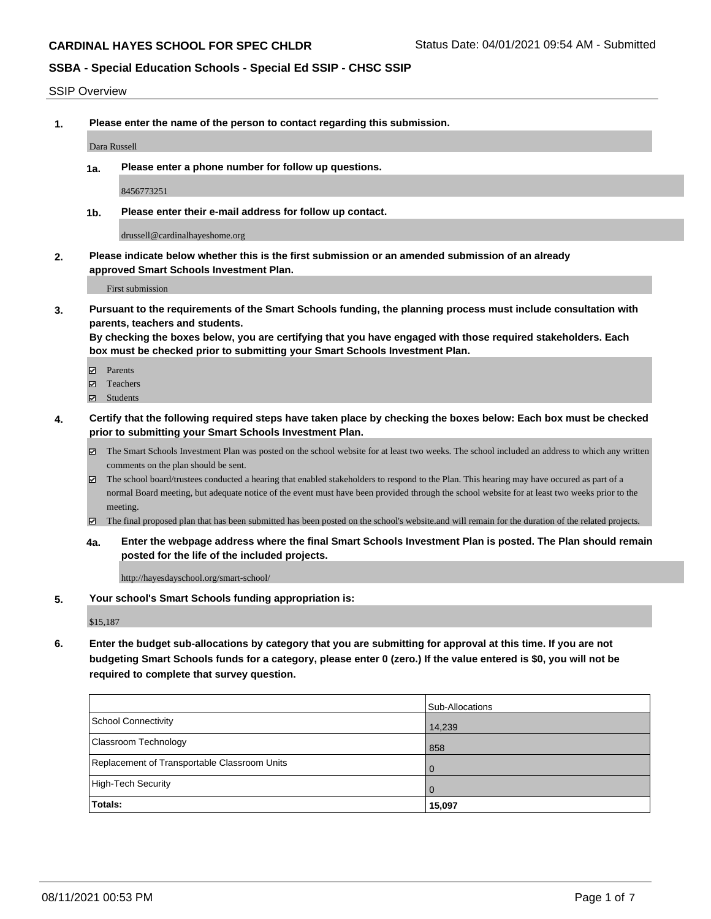**CARDINAL HAYES SCHOOL FOR SPEC CHLDR** Status Date: 04/01/2021 09:54 AM - Submitted

**SSBA - Special Education Schools - Special Ed SSIP - CHSC SSIP**

SSIP Overview

**1. Please enter the name of the person to contact regarding this submission.**

Dara Russell

**1a. Please enter a phone number for follow up questions.**

8456773251

**1b. Please enter their e-mail address for follow up contact.**

drussell@cardinalhayeshome.org

**2. Please indicate below whether this is the first submission or an amended submission of an already approved Smart Schools Investment Plan.**

First submission

**3. Pursuant to the requirements of the Smart Schools funding, the planning process must include consultation with parents, teachers and students.**
**By checking the boxes below, you are certifying that you have engaged with those required stakeholders. Each box must be checked prior to submitting your Smart Schools Investment Plan.**

- [x] Parents
- [x] Teachers
- [x] Students

**4. Certify that the following required steps have taken place by checking the boxes below: Each box must be checked prior to submitting your Smart Schools Investment Plan.**

- [x] The Smart Schools Investment Plan was posted on the school website for at least two weeks. The school included an address to which any written comments on the plan should be sent.
- [x] The school board/trustees conducted a hearing that enabled stakeholders to respond to the Plan. This hearing may have occured as part of a normal Board meeting, but adequate notice of the event must have been provided through the school website for at least two weeks prior to the meeting.
- [x] The final proposed plan that has been submitted has been posted on the school's website.and will remain for the duration of the related projects.

**4a. Enter the webpage address where the final Smart Schools Investment Plan is posted. The Plan should remain posted for the life of the included projects.**

http://hayesdayschool.org/smart-school/

**5. Your school's Smart Schools funding appropriation is:**

$15,187

**6. Enter the budget sub-allocations by category that you are submitting for approval at this time. If you are not budgeting Smart Schools funds for a category, please enter 0 (zero.) If the value entered is $0, you will not be required to complete that survey question.**

| | Sub-Allocations |
|---|---|
| School Connectivity | 14,239 |
| Classroom Technology | 858 |
| Replacement of Transportable Classroom Units | 0 |
| High-Tech Security | 0 |
| **Totals:** | **15,097** |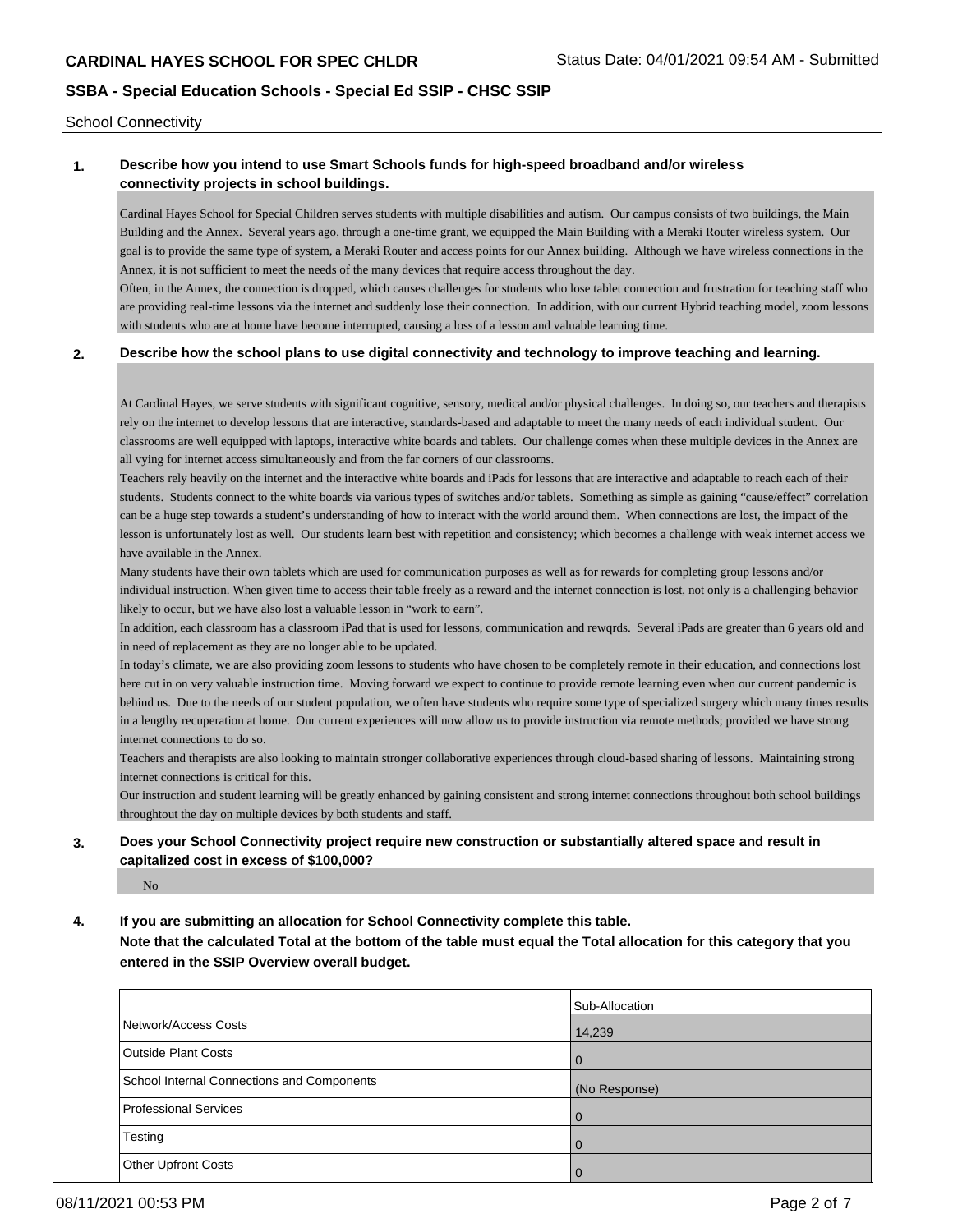School Connectivity

**1. Describe how you intend to use Smart Schools funds for high-speed broadband and/or wireless connectivity projects in school buildings.**

Cardinal Hayes School for Special Children serves students with multiple disabilities and autism. Our campus consists of two buildings, the Main Building and the Annex. Several years ago, through a one-time grant, we equipped the Main Building with a Meraki Router wireless system. Our goal is to provide the same type of system, a Meraki Router and access points for our Annex building. Although we have wireless connections in the Annex, it is not sufficient to meet the needs of the many devices that require access throughout the day.

Often, in the Annex, the connection is dropped, which causes challenges for students who lose tablet connection and frustration for teaching staff who are providing real-time lessons via the internet and suddenly lose their connection. In addition, with our current Hybrid teaching model, zoom lessons with students who are at home have become interrupted, causing a loss of a lesson and valuable learning time.

**2. Describe how the school plans to use digital connectivity and technology to improve teaching and learning.**

At Cardinal Hayes, we serve students with significant cognitive, sensory, medical and/or physical challenges. In doing so, our teachers and therapists rely on the internet to develop lessons that are interactive, standards-based and adaptable to meet the many needs of each individual student. Our classrooms are well equipped with laptops, interactive white boards and tablets. Our challenge comes when these multiple devices in the Annex are all vying for internet access simultaneously and from the far corners of our classrooms.

Teachers rely heavily on the internet and the interactive white boards and iPads for lessons that are interactive and adaptable to reach each of their students. Students connect to the white boards via various types of switches and/or tablets. Something as simple as gaining "cause/effect" correlation can be a huge step towards a student's understanding of how to interact with the world around them. When connections are lost, the impact of the lesson is unfortunately lost as well. Our students learn best with repetition and consistency; which becomes a challenge with weak internet access we have available in the Annex.

Many students have their own tablets which are used for communication purposes as well as for rewards for completing group lessons and/or individual instruction. When given time to access their table freely as a reward and the internet connection is lost, not only is a challenging behavior likely to occur, but we have also lost a valuable lesson in "work to earn".

In addition, each classroom has a classroom iPad that is used for lessons, communication and rewqrds. Several iPads are greater than 6 years old and in need of replacement as they are no longer able to be updated.

In today's climate, we are also providing zoom lessons to students who have chosen to be completely remote in their education, and connections lost here cut in on very valuable instruction time. Moving forward we expect to continue to provide remote learning even when our current pandemic is behind us. Due to the needs of our student population, we often have students who require some type of specialized surgery which many times results in a lengthy recuperation at home. Our current experiences will now allow us to provide instruction via remote methods; provided we have strong internet connections to do so.

Teachers and therapists are also looking to maintain stronger collaborative experiences through cloud-based sharing of lessons. Maintaining strong internet connections is critical for this.

Our instruction and student learning will be greatly enhanced by gaining consistent and strong internet connections throughout both school buildings throughtout the day on multiple devices by both students and staff.

**3. Does your School Connectivity project require new construction or substantially altered space and result in capitalized cost in excess of $100,000?**

No

**4. If you are submitting an allocation for School Connectivity complete this table.**
**Note that the calculated Total at the bottom of the table must equal the Total allocation for this category that you entered in the SSIP Overview overall budget.**

| | Sub-Allocation |
|---|---|
| Network/Access Costs | 14,239 |
| Outside Plant Costs | 0 |
| School Internal Connections and Components | (No Response) |
| Professional Services | 0 |
| Testing | 0 |
| Other Upfront Costs | 0 |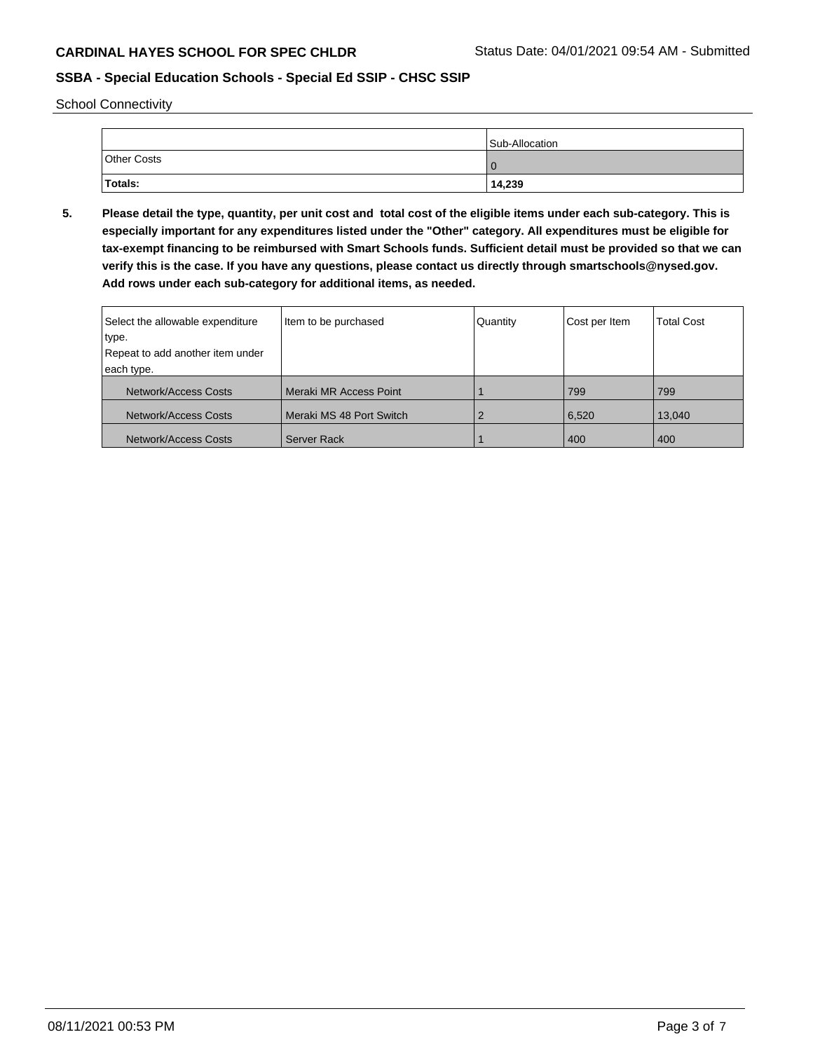School Connectivity

| | Sub-Allocation |
|---|---|
| Other Costs | 0 |
| **Totals:** | **14,239** |

**5. Please detail the type, quantity, per unit cost and total cost of the eligible items under each sub-category. This is especially important for any expenditures listed under the "Other" category. All expenditures must be eligible for tax-exempt financing to be reimbursed with Smart Schools funds. Sufficient detail must be provided so that we can verify this is the case. If you have any questions, please contact us directly through smartschools@nysed.gov. Add rows under each sub-category for additional items, as needed.**

| Select the allowable expenditure type. Repeat to add another item under each type. | Item to be purchased | Quantity | Cost per Item | Total Cost |
|---|---|---|---|---|
| Network/Access Costs | Meraki MR Access Point | 1 | 799 | 799 |
| Network/Access Costs | Meraki MS 48 Port Switch | 2 | 6,520 | 13,040 |
| Network/Access Costs | Server Rack | 1 | 400 | 400 |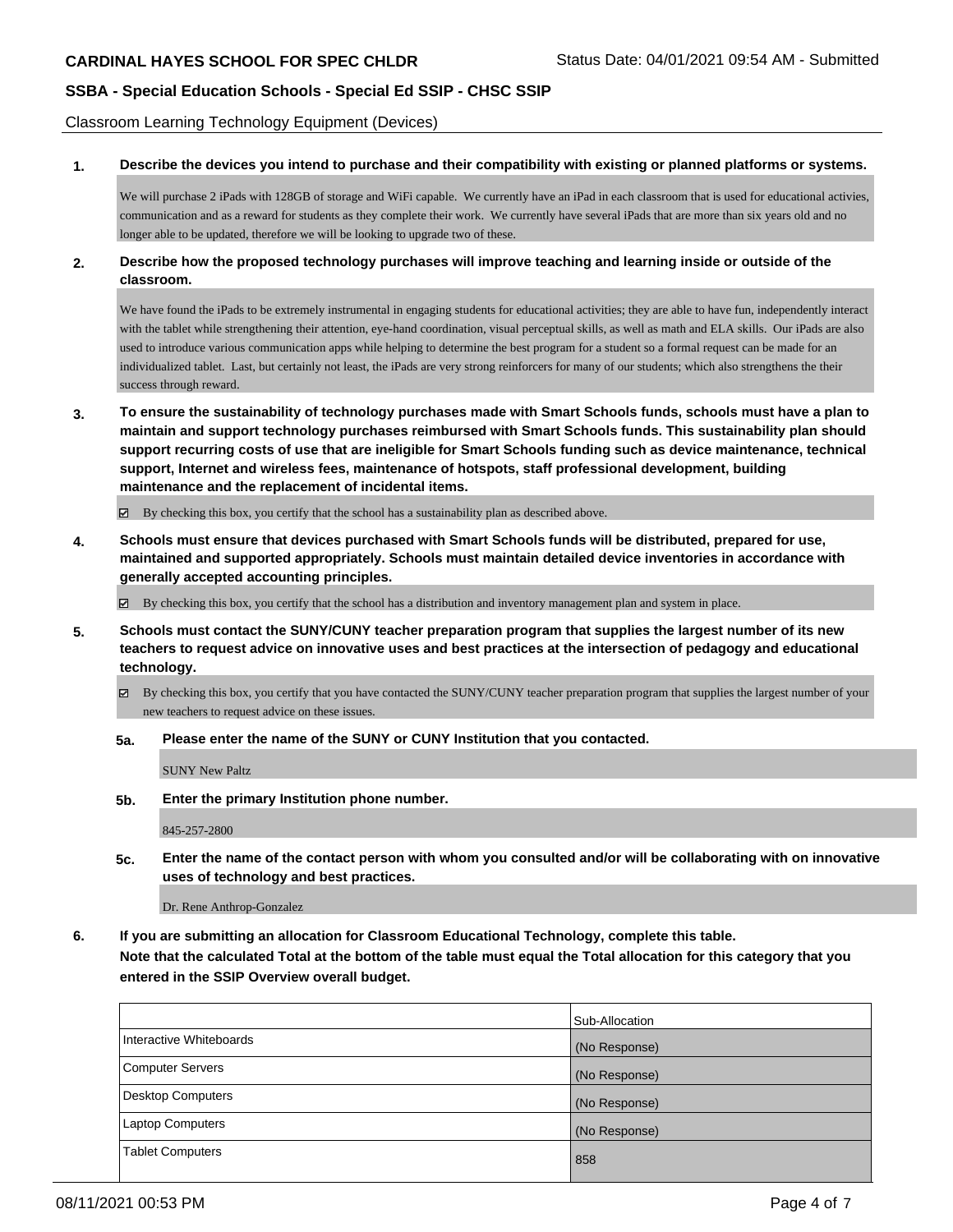Classroom Learning Technology Equipment (Devices)

**1. Describe the devices you intend to purchase and their compatibility with existing or planned platforms or systems.**

We will purchase 2 iPads with 128GB of storage and WiFi capable. We currently have an iPad in each classroom that is used for educational activies, communication and as a reward for students as they complete their work. We currently have several iPads that are more than six years old and no longer able to be updated, therefore we will be looking to upgrade two of these.

**2. Describe how the proposed technology purchases will improve teaching and learning inside or outside of the classroom.**

We have found the iPads to be extremely instrumental in engaging students for educational activities; they are able to have fun, independently interact with the tablet while strengthening their attention, eye-hand coordination, visual perceptual skills, as well as math and ELA skills. Our iPads are also used to introduce various communication apps while helping to determine the best program for a student so a formal request can be made for an individualized tablet. Last, but certainly not least, the iPads are very strong reinforcers for many of our students; which also strengthens the their success through reward.

**3. To ensure the sustainability of technology purchases made with Smart Schools funds, schools must have a plan to maintain and support technology purchases reimbursed with Smart Schools funds. This sustainability plan should support recurring costs of use that are ineligible for Smart Schools funding such as device maintenance, technical support, Internet and wireless fees, maintenance of hotspots, staff professional development, building maintenance and the replacement of incidental items.**

☑ By checking this box, you certify that the school has a sustainability plan as described above.

**4. Schools must ensure that devices purchased with Smart Schools funds will be distributed, prepared for use, maintained and supported appropriately. Schools must maintain detailed device inventories in accordance with generally accepted accounting principles.**

☑ By checking this box, you certify that the school has a distribution and inventory management plan and system in place.

**5. Schools must contact the SUNY/CUNY teacher preparation program that supplies the largest number of its new teachers to request advice on innovative uses and best practices at the intersection of pedagogy and educational technology.**

☑ By checking this box, you certify that you have contacted the SUNY/CUNY teacher preparation program that supplies the largest number of your new teachers to request advice on these issues.

**5a. Please enter the name of the SUNY or CUNY Institution that you contacted.**

SUNY New Paltz

**5b. Enter the primary Institution phone number.**

845-257-2800

**5c. Enter the name of the contact person with whom you consulted and/or will be collaborating with on innovative uses of technology and best practices.**

Dr. Rene Anthrop-Gonzalez

**6. If you are submitting an allocation for Classroom Educational Technology, complete this table.**
**Note that the calculated Total at the bottom of the table must equal the Total allocation for this category that you entered in the SSIP Overview overall budget.**

| | Sub-Allocation |
|---|---|
| Interactive Whiteboards | (No Response) |
| Computer Servers | (No Response) |
| Desktop Computers | (No Response) |
| Laptop Computers | (No Response) |
| Tablet Computers | 858 |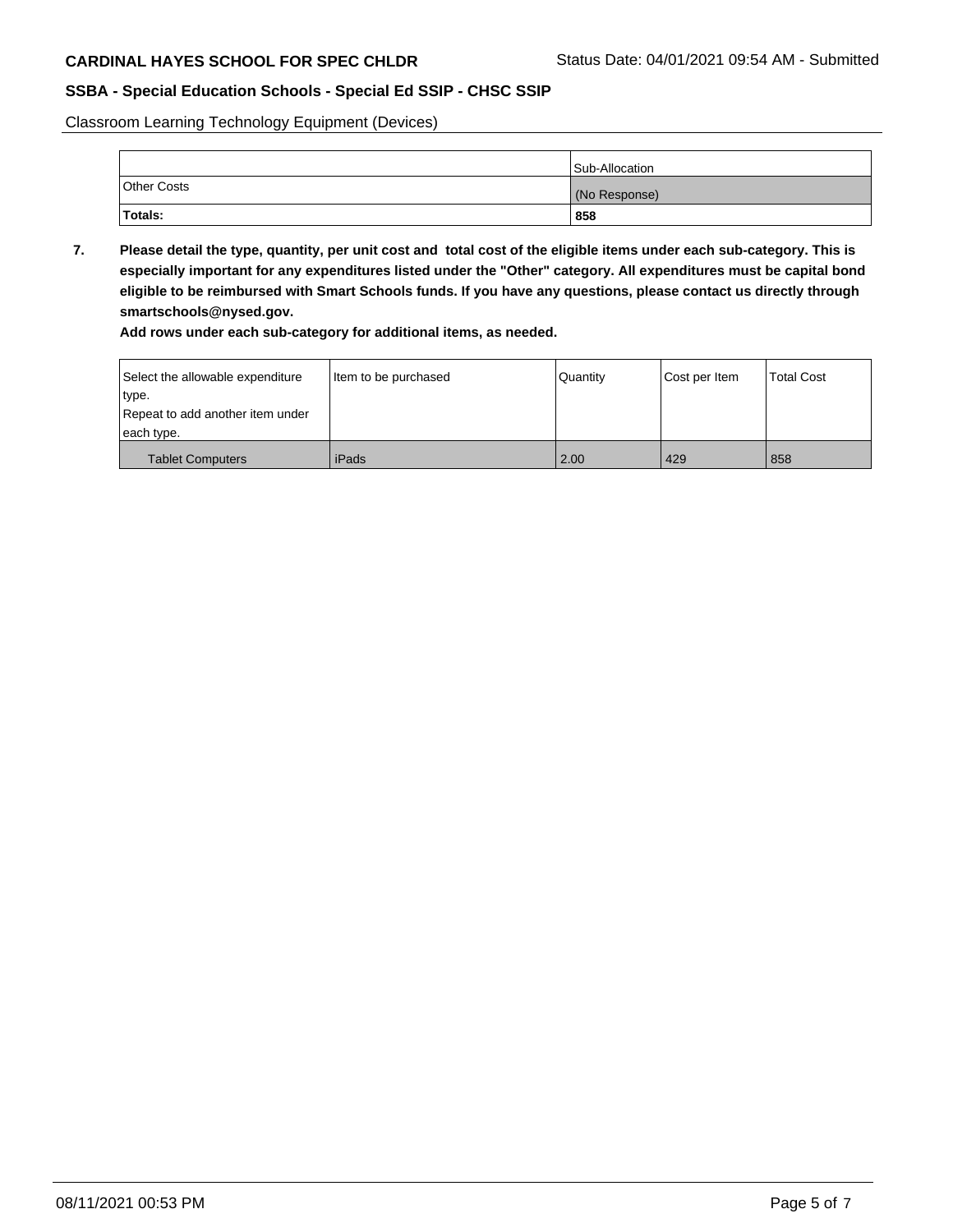Classroom Learning Technology Equipment (Devices)

| | Sub-Allocation |
|---|---|
| Other Costs | (No Response) |
| **Totals:** | **858** |

**7. Please detail the type, quantity, per unit cost and total cost of the eligible items under each sub-category. This is especially important for any expenditures listed under the "Other" category. All expenditures must be capital bond eligible to be reimbursed with Smart Schools funds. If you have any questions, please contact us directly through smartschools@nysed.gov.**

**Add rows under each sub-category for additional items, as needed.**

| Select the allowable expenditure type. Repeat to add another item under each type. | Item to be purchased | Quantity | Cost per Item | Total Cost |
|---|---|---|---|---|
| Tablet Computers | iPads | 2.00 | 429 | 858 |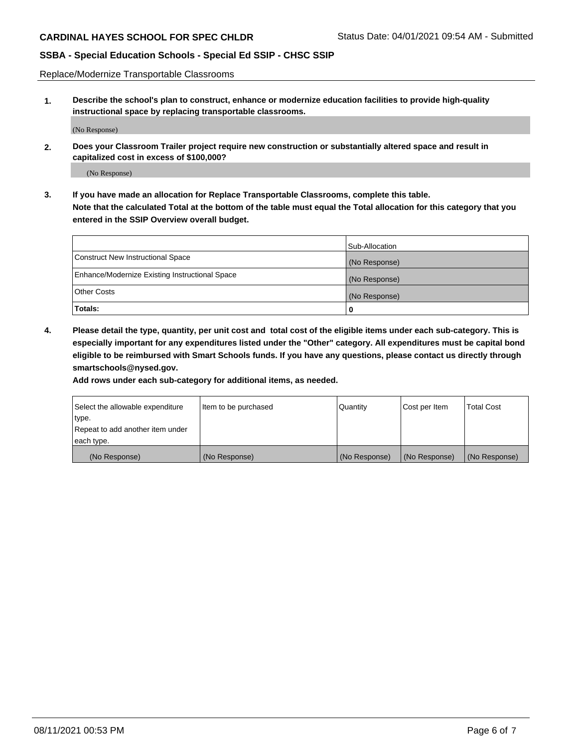Replace/Modernize Transportable Classrooms

**1. Describe the school's plan to construct, enhance or modernize education facilities to provide high-quality instructional space by replacing transportable classrooms.**

(No Response)

**2. Does your Classroom Trailer project require new construction or substantially altered space and result in capitalized cost in excess of $100,000?**

(No Response)

**3. If you have made an allocation for Replace Transportable Classrooms, complete this table. Note that the calculated Total at the bottom of the table must equal the Total allocation for this category that you entered in the SSIP Overview overall budget.**

| | Sub-Allocation |
|---|---|
| Construct New Instructional Space | (No Response) |
| Enhance/Modernize Existing Instructional Space | (No Response) |
| Other Costs | (No Response) |
| **Totals:** | **0** |

**4. Please detail the type, quantity, per unit cost and total cost of the eligible items under each sub-category. This is especially important for any expenditures listed under the "Other" category. All expenditures must be capital bond eligible to be reimbursed with Smart Schools funds. If you have any questions, please contact us directly through smartschools@nysed.gov.**

**Add rows under each sub-category for additional items, as needed.**

| Select the allowable expenditure type. Repeat to add another item under each type. | Item to be purchased | Quantity | Cost per Item | Total Cost |
|---|---|---|---|---|
| (No Response) | (No Response) | (No Response) | (No Response) | (No Response) |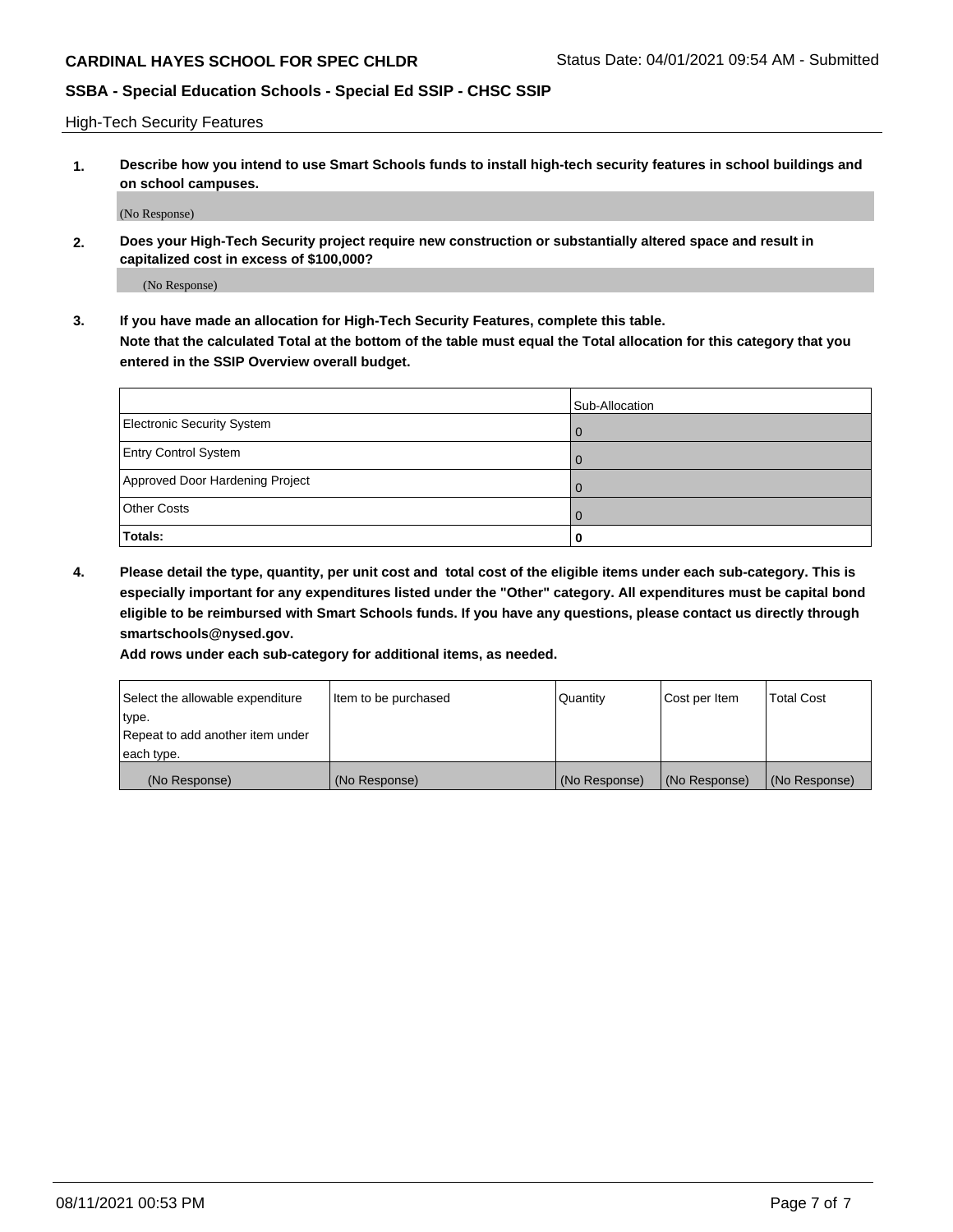High-Tech Security Features

**1. Describe how you intend to use Smart Schools funds to install high-tech security features in school buildings and on school campuses.**

(No Response)

**2. Does your High-Tech Security project require new construction or substantially altered space and result in capitalized cost in excess of $100,000?**

(No Response)

**3. If you have made an allocation for High-Tech Security Features, complete this table. Note that the calculated Total at the bottom of the table must equal the Total allocation for this category that you entered in the SSIP Overview overall budget.**

| | Sub-Allocation |
|---|---|
| Electronic Security System | 0 |
| Entry Control System | 0 |
| Approved Door Hardening Project | 0 |
| Other Costs | 0 |
| **Totals:** | **0** |

**4. Please detail the type, quantity, per unit cost and total cost of the eligible items under each sub-category. This is especially important for any expenditures listed under the "Other" category. All expenditures must be capital bond eligible to be reimbursed with Smart Schools funds. If you have any questions, please contact us directly through smartschools@nysed.gov.**

**Add rows under each sub-category for additional items, as needed.**

| Select the allowable expenditure type. Repeat to add another item under each type. | Item to be purchased | Quantity | Cost per Item | Total Cost |
|---|---|---|---|---|
| (No Response) | (No Response) | (No Response) | (No Response) | (No Response) |